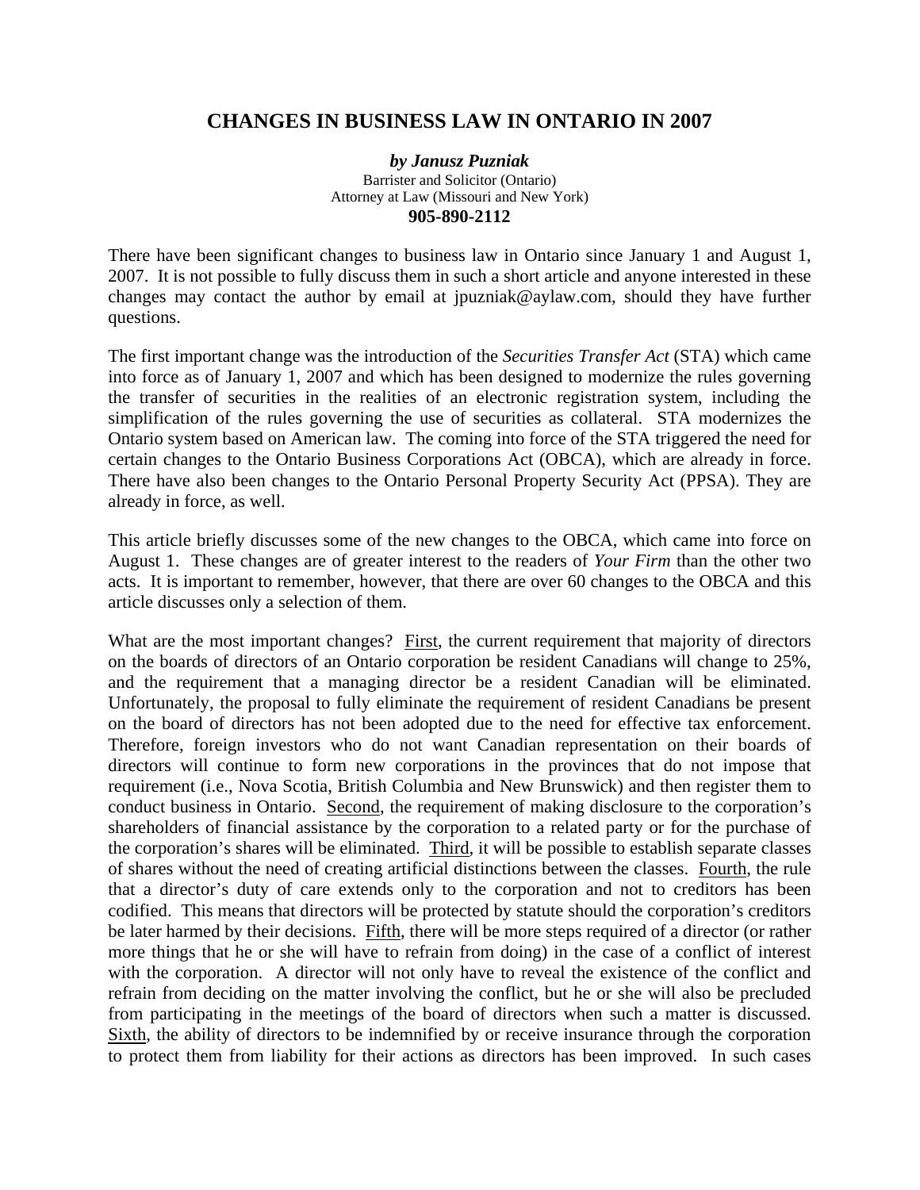# CHANGES IN BUSINESS LAW IN ONTARIO IN 2007

***by Janusz Puzniak***
Barrister and Solicitor (Ontario)
Attorney at Law (Missouri and New York)
**905-890-2112**

There have been significant changes to business law in Ontario since January 1 and August 1, 2007. It is not possible to fully discuss them in such a short article and anyone interested in these changes may contact the author by email at jpuzniak@aylaw.com, should they have further questions.

The first important change was the introduction of the *Securities Transfer Act* (STA) which came into force as of January 1, 2007 and which has been designed to modernize the rules governing the transfer of securities in the realities of an electronic registration system, including the simplification of the rules governing the use of securities as collateral. STA modernizes the Ontario system based on American law. The coming into force of the STA triggered the need for certain changes to the Ontario Business Corporations Act (OBCA), which are already in force. There have also been changes to the Ontario Personal Property Security Act (PPSA). They are already in force, as well.

This article briefly discusses some of the new changes to the OBCA, which came into force on August 1. These changes are of greater interest to the readers of *Your Firm* than the other two acts. It is important to remember, however, that there are over 60 changes to the OBCA and this article discusses only a selection of them.

What are the most important changes? <u>First</u>, the current requirement that majority of directors on the boards of directors of an Ontario corporation be resident Canadians will change to 25%, and the requirement that a managing director be a resident Canadian will be eliminated. Unfortunately, the proposal to fully eliminate the requirement of resident Canadians be present on the board of directors has not been adopted due to the need for effective tax enforcement. Therefore, foreign investors who do not want Canadian representation on their boards of directors will continue to form new corporations in the provinces that do not impose that requirement (i.e., Nova Scotia, British Columbia and New Brunswick) and then register them to conduct business in Ontario. <u>Second</u>, the requirement of making disclosure to the corporation's shareholders of financial assistance by the corporation to a related party or for the purchase of the corporation's shares will be eliminated. <u>Third</u>, it will be possible to establish separate classes of shares without the need of creating artificial distinctions between the classes. <u>Fourth</u>, the rule that a director's duty of care extends only to the corporation and not to creditors has been codified. This means that directors will be protected by statute should the corporation's creditors be later harmed by their decisions. <u>Fifth</u>, there will be more steps required of a director (or rather more things that he or she will have to refrain from doing) in the case of a conflict of interest with the corporation. A director will not only have to reveal the existence of the conflict and refrain from deciding on the matter involving the conflict, but he or she will also be precluded from participating in the meetings of the board of directors when such a matter is discussed. <u>Sixth</u>, the ability of directors to be indemnified by or receive insurance through the corporation to protect them from liability for their actions as directors has been improved. In such cases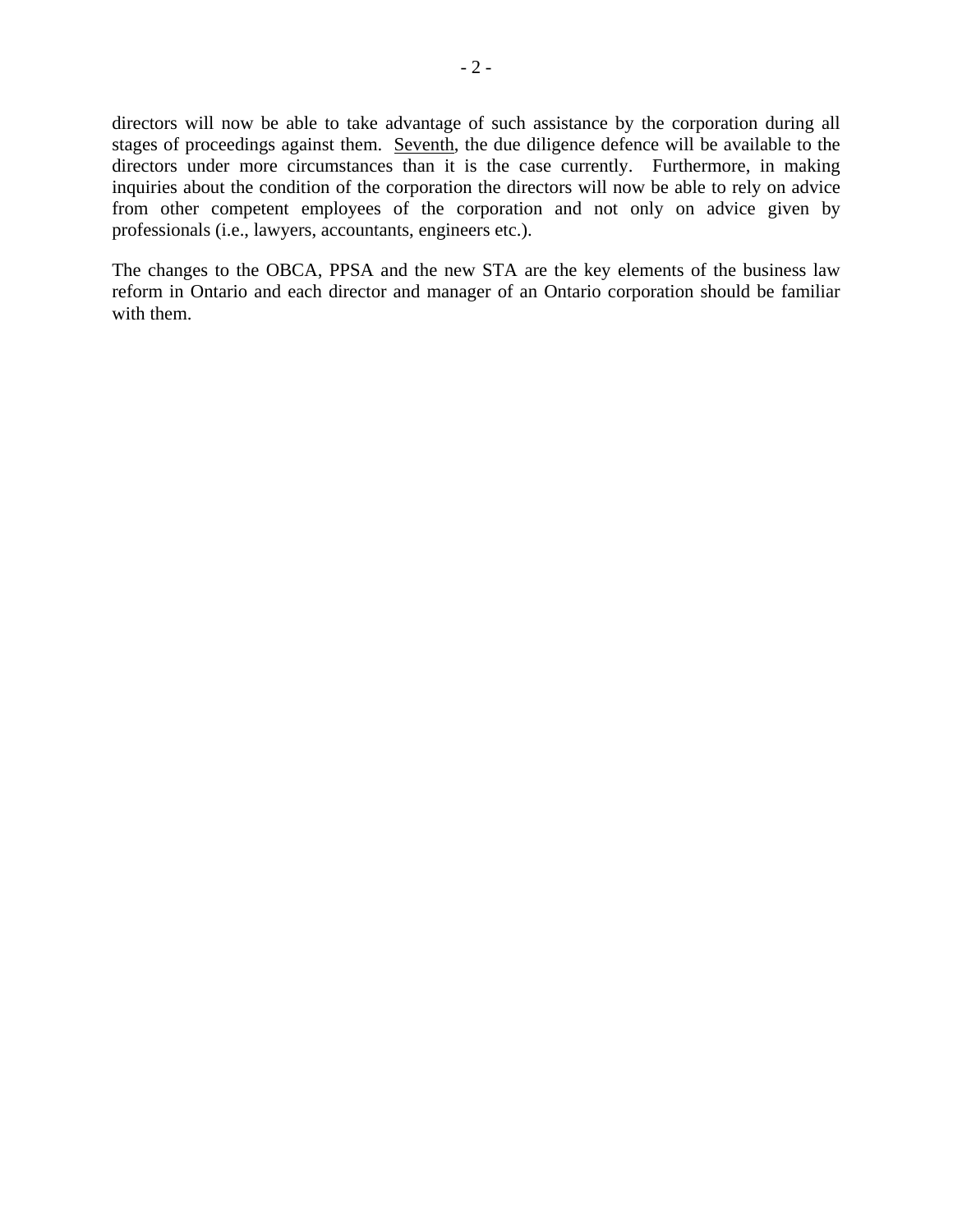directors will now be able to take advantage of such assistance by the corporation during all stages of proceedings against them. <u>Seventh</u>, the due diligence defence will be available to the directors under more circumstances than it is the case currently. Furthermore, in making inquiries about the condition of the corporation the directors will now be able to rely on advice from other competent employees of the corporation and not only on advice given by professionals (i.e., lawyers, accountants, engineers etc.).

The changes to the OBCA, PPSA and the new STA are the key elements of the business law reform in Ontario and each director and manager of an Ontario corporation should be familiar with them.